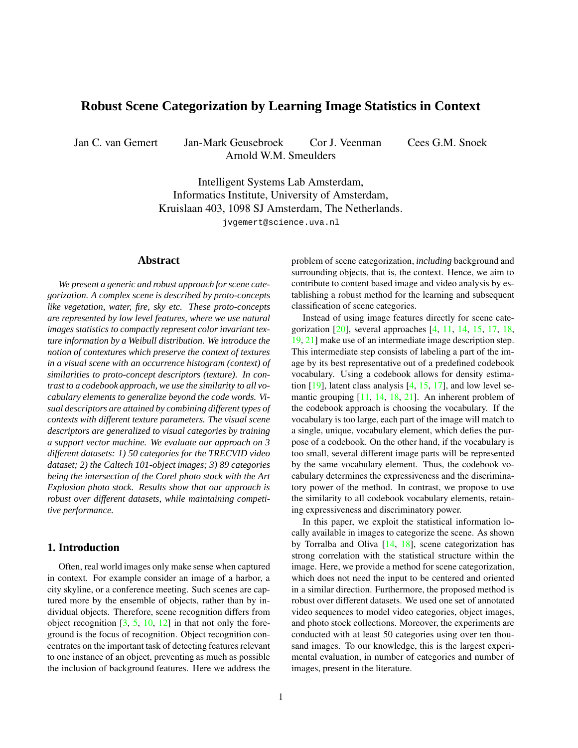# Robust Scene Categorization by Learning Image Statistics in Context

Jan C. van Gemert Jan-Mark Geusebroek Cor J. Veenman Cees G.M. Snoek
Arnold W.M. Smeulders

Intelligent Systems Lab Amsterdam,
Informatics Institute, University of Amsterdam,
Kruislaan 403, 1098 SJ Amsterdam, The Netherlands.
jvgemert@science.uva.nl

## Abstract

*We present a generic and robust approach for scene categorization. A complex scene is described by proto-concepts like vegetation, water, fire, sky etc. These proto-concepts are represented by low level features, where we use natural images statistics to compactly represent color invariant texture information by a Weibull distribution. We introduce the notion of contextures which preserve the context of textures in a visual scene with an occurrence histogram (context) of similarities to proto-concept descriptors (texture). In contrast to a codebook approach, we use the similarity to all vocabulary elements to generalize beyond the code words. Visual descriptors are attained by combining different types of contexts with different texture parameters. The visual scene descriptors are generalized to visual categories by training a support vector machine. We evaluate our approach on 3 different datasets: 1) 50 categories for the TRECVID video dataset; 2) the Caltech 101-object images; 3) 89 categories being the intersection of the Corel photo stock with the Art Explosion photo stock. Results show that our approach is robust over different datasets, while maintaining competitive performance.*

## 1. Introduction

Often, real world images only make sense when captured in context. For example consider an image of a harbor, a city skyline, or a conference meeting. Such scenes are captured more by the ensemble of objects, rather than by individual objects. Therefore, scene recognition differs from object recognition [3, 5, 10, 12] in that not only the foreground is the focus of recognition. Object recognition concentrates on the important task of detecting features relevant to one instance of an object, preventing as much as possible the inclusion of background features. Here we address the problem of scene categorization, *including* background and surrounding objects, that is, the context. Hence, we aim to contribute to content based image and video analysis by establishing a robust method for the learning and subsequent classification of scene categories.

Instead of using image features directly for scene categorization [20], several approaches [4, 11, 14, 15, 17, 18, 19, 21] make use of an intermediate image description step. This intermediate step consists of labeling a part of the image by its best representative out of a predefined codebook vocabulary. Using a codebook allows for density estimation [19], latent class analysis [4, 15, 17], and low level semantic grouping [11, 14, 18, 21]. An inherent problem of the codebook approach is choosing the vocabulary. If the vocabulary is too large, each part of the image will match to a single, unique, vocabulary element, which defies the purpose of a codebook. On the other hand, if the vocabulary is too small, several different image parts will be represented by the same vocabulary element. Thus, the codebook vocabulary determines the expressiveness and the discriminatory power of the method. In contrast, we propose to use the similarity to all codebook vocabulary elements, retaining expressiveness and discriminatory power.

In this paper, we exploit the statistical information locally available in images to categorize the scene. As shown by Torralba and Oliva [14, 18], scene categorization has strong correlation with the statistical structure within the image. Here, we provide a method for scene categorization, which does not need the input to be centered and oriented in a similar direction. Furthermore, the proposed method is robust over different datasets. We used one set of annotated video sequences to model video categories, object images, and photo stock collections. Moreover, the experiments are conducted with at least 50 categories using over ten thousand images. To our knowledge, this is the largest experimental evaluation, in number of categories and number of images, present in the literature.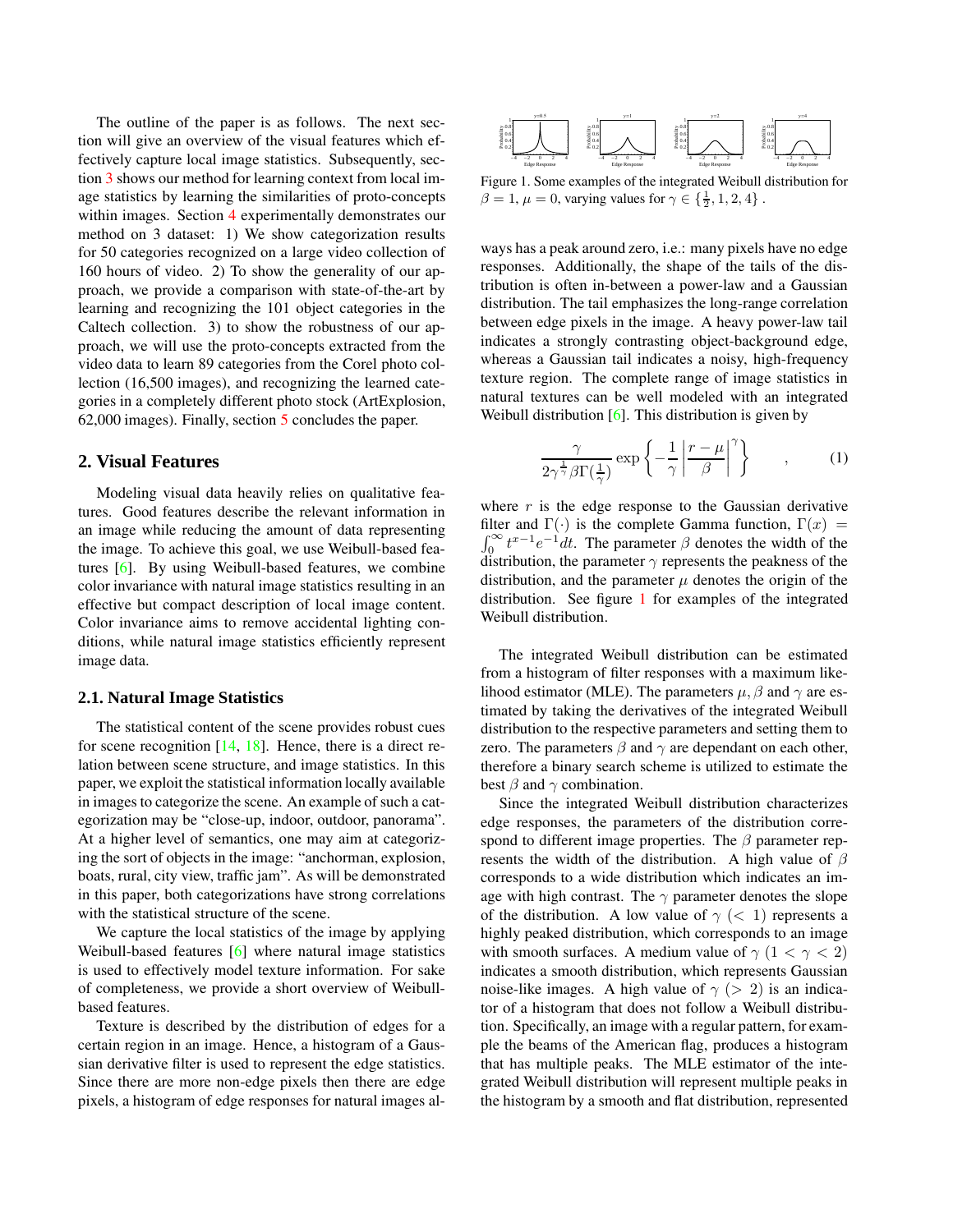The outline of the paper is as follows. The next section will give an overview of the visual features which effectively capture local image statistics. Subsequently, section 3 shows our method for learning context from local image statistics by learning the similarities of proto-concepts within images. Section 4 experimentally demonstrates our method on 3 dataset: 1) We show categorization results for 50 categories recognized on a large video collection of 160 hours of video. 2) To show the generality of our approach, we provide a comparison with state-of-the-art by learning and recognizing the 101 object categories in the Caltech collection. 3) to show the robustness of our approach, we will use the proto-concepts extracted from the video data to learn 89 categories from the Corel photo collection (16,500 images), and recognizing the learned categories in a completely different photo stock (ArtExplosion, 62,000 images). Finally, section 5 concludes the paper.

## 2. Visual Features

Modeling visual data heavily relies on qualitative features. Good features describe the relevant information in an image while reducing the amount of data representing the image. To achieve this goal, we use Weibull-based features [6]. By using Weibull-based features, we combine color invariance with natural image statistics resulting in an effective but compact description of local image content. Color invariance aims to remove accidental lighting conditions, while natural image statistics efficiently represent image data.

### 2.1. Natural Image Statistics

The statistical content of the scene provides robust cues for scene recognition [14, 18]. Hence, there is a direct relation between scene structure, and image statistics. In this paper, we exploit the statistical information locally available in images to categorize the scene. An example of such a categorization may be "close-up, indoor, outdoor, panorama". At a higher level of semantics, one may aim at categorizing the sort of objects in the image: "anchorman, explosion, boats, rural, city view, traffic jam". As will be demonstrated in this paper, both categorizations have strong correlations with the statistical structure of the scene.

We capture the local statistics of the image by applying Weibull-based features [6] where natural image statistics is used to effectively model texture information. For sake of completeness, we provide a short overview of Weibull-based features.

Texture is described by the distribution of edges for a certain region in an image. Hence, a histogram of a Gaussian derivative filter is used to represent the edge statistics. Since there are more non-edge pixels then there are edge pixels, a histogram of edge responses for natural images always has a peak around zero, i.e.: many pixels have no edge responses. Additionally, the shape of the tails of the distribution is often in-between a power-law and a Gaussian distribution. The tail emphasizes the long-range correlation between edge pixels in the image. A heavy power-law tail indicates a strongly contrasting object-background edge, whereas a Gaussian tail indicates a noisy, high-frequency texture region. The complete range of image statistics in natural textures can be well modeled with an integrated Weibull distribution [6]. This distribution is given by

γ=0.5 γ=1 γ=2 γ=4

Probability

Edge Response

Figure 1. Some examples of the integrated Weibull distribution for $\beta = 1$, $\mu = 0$, varying values for $\gamma \in \{\frac{1}{2}, 1, 2, 4\}$ .

$$\frac{\gamma}{2\gamma^{\frac{1}{\gamma}}\beta\Gamma(\frac{1}{\gamma})} \exp\left\{-\frac{1}{\gamma}\left|\frac{r-\mu}{\beta}\right|^{\gamma}\right\} \quad , \tag{1}$$

where $r$ is the edge response to the Gaussian derivative filter and $\Gamma(\cdot)$ is the complete Gamma function, $\Gamma(x) = \int_0^\infty t^{x-1}e^{-1}dt$. The parameter $\beta$ denotes the width of the distribution, the parameter $\gamma$ represents the peakness of the distribution, and the parameter $\mu$ denotes the origin of the distribution. See figure 1 for examples of the integrated Weibull distribution.

The integrated Weibull distribution can be estimated from a histogram of filter responses with a maximum likelihood estimator (MLE). The parameters $\mu, \beta$ and $\gamma$ are estimated by taking the derivatives of the integrated Weibull distribution to the respective parameters and setting them to zero. The parameters $\beta$ and $\gamma$ are dependant on each other, therefore a binary search scheme is utilized to estimate the best $\beta$ and $\gamma$ combination.

Since the integrated Weibull distribution characterizes edge responses, the parameters of the distribution correspond to different image properties. The $\beta$ parameter represents the width of the distribution. A high value of $\beta$ corresponds to a wide distribution which indicates an image with high contrast. The $\gamma$ parameter denotes the slope of the distribution. A low value of $\gamma$ ($< 1$) represents a highly peaked distribution, which corresponds to an image with smooth surfaces. A medium value of $\gamma$ ($1 < \gamma < 2$) indicates a smooth distribution, which represents Gaussian noise-like images. A high value of $\gamma$ ($> 2$) is an indicator of a histogram that does not follow a Weibull distribution. Specifically, an image with a regular pattern, for example the beams of the American flag, produces a histogram that has multiple peaks. The MLE estimator of the integrated Weibull distribution will represent multiple peaks in the histogram by a smooth and flat distribution, represented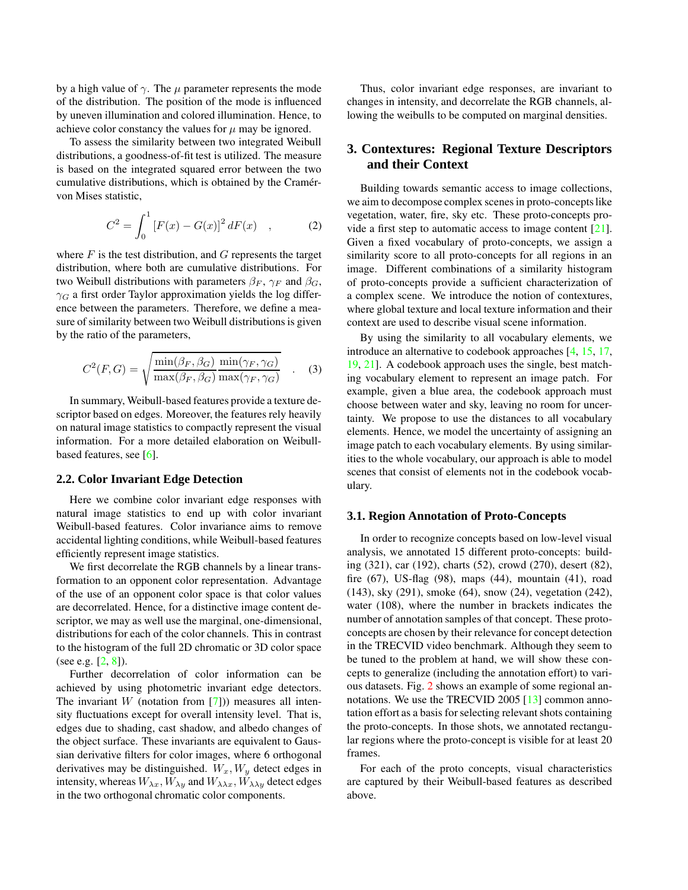by a high value of $\gamma$. The $\mu$ parameter represents the mode of the distribution. The position of the mode is influenced by uneven illumination and colored illumination. Hence, to achieve color constancy the values for $\mu$ may be ignored.

To assess the similarity between two integrated Weibull distributions, a goodness-of-fit test is utilized. The measure is based on the integrated squared error between the two cumulative distributions, which is obtained by the Cramér-von Mises statistic,

$$C^2 = \int_0^1 [F(x) - G(x)]^2 \, dF(x) \quad , \tag{2}$$

where $F$ is the test distribution, and $G$ represents the target distribution, where both are cumulative distributions. For two Weibull distributions with parameters $\beta_F$, $\gamma_F$ and $\beta_G$, $\gamma_G$ a first order Taylor approximation yields the log difference between the parameters. Therefore, we define a measure of similarity between two Weibull distributions is given by the ratio of the parameters,

$$C^2(F, G) = \sqrt{\frac{\min(\beta_F, \beta_G)}{\max(\beta_F, \beta_G)} \frac{\min(\gamma_F, \gamma_G)}{\max(\gamma_F, \gamma_G)}} \quad . \tag{3}$$

In summary, Weibull-based features provide a texture descriptor based on edges. Moreover, the features rely heavily on natural image statistics to compactly represent the visual information. For a more detailed elaboration on Weibull-based features, see [6].

### 2.2. Color Invariant Edge Detection

Here we combine color invariant edge responses with natural image statistics to end up with color invariant Weibull-based features. Color invariance aims to remove accidental lighting conditions, while Weibull-based features efficiently represent image statistics.

We first decorrelate the RGB channels by a linear transformation to an opponent color representation. Advantage of the use of an opponent color space is that color values are decorrelated. Hence, for a distinctive image content descriptor, we may as well use the marginal, one-dimensional, distributions for each of the color channels. This in contrast to the histogram of the full 2D chromatic or 3D color space (see e.g. [2, 8]).

Further decorrelation of color information can be achieved by using photometric invariant edge detectors. The invariant $W$ (notation from [7])) measures all intensity fluctuations except for overall intensity level. That is, edges due to shading, cast shadow, and albedo changes of the object surface. These invariants are equivalent to Gaussian derivative filters for color images, where 6 orthogonal derivatives may be distinguished. $W_x, W_y$ detect edges in intensity, whereas $W_{\lambda x}, W_{\lambda y}$ and $W_{\lambda\lambda x}, W_{\lambda\lambda y}$ detect edges in the two orthogonal chromatic color components.

Thus, color invariant edge responses, are invariant to changes in intensity, and decorrelate the RGB channels, allowing the weibulls to be computed on marginal densities.

## 3. Contextures: Regional Texture Descriptors and their Context

Building towards semantic access to image collections, we aim to decompose complex scenes in proto-concepts like vegetation, water, fire, sky etc. These proto-concepts provide a first step to automatic access to image content [21]. Given a fixed vocabulary of proto-concepts, we assign a similarity score to all proto-concepts for all regions in an image. Different combinations of a similarity histogram of proto-concepts provide a sufficient characterization of a complex scene. We introduce the notion of contextures, where global texture and local texture information and their context are used to describe visual scene information.

By using the similarity to all vocabulary elements, we introduce an alternative to codebook approaches [4, 15, 17, 19, 21]. A codebook approach uses the single, best matching vocabulary element to represent an image patch. For example, given a blue area, the codebook approach must choose between water and sky, leaving no room for uncertainty. We propose to use the distances to all vocabulary elements. Hence, we model the uncertainty of assigning an image patch to each vocabulary elements. By using similarities to the whole vocabulary, our approach is able to model scenes that consist of elements not in the codebook vocabulary.

### 3.1. Region Annotation of Proto-Concepts

In order to recognize concepts based on low-level visual analysis, we annotated 15 different proto-concepts: building (321), car (192), charts (52), crowd (270), desert (82), fire (67), US-flag (98), maps (44), mountain (41), road (143), sky (291), smoke (64), snow (24), vegetation (242), water (108), where the number in brackets indicates the number of annotation samples of that concept. These proto-concepts are chosen by their relevance for concept detection in the TRECVID video benchmark. Although they seem to be tuned to the problem at hand, we will show these concepts to generalize (including the annotation effort) to various datasets. Fig. 2 shows an example of some regional annotations. We use the TRECVID 2005 [13] common annotation effort as a basis for selecting relevant shots containing the proto-concepts. In those shots, we annotated rectangular regions where the proto-concept is visible for at least 20 frames.

For each of the proto concepts, visual characteristics are captured by their Weibull-based features as described above.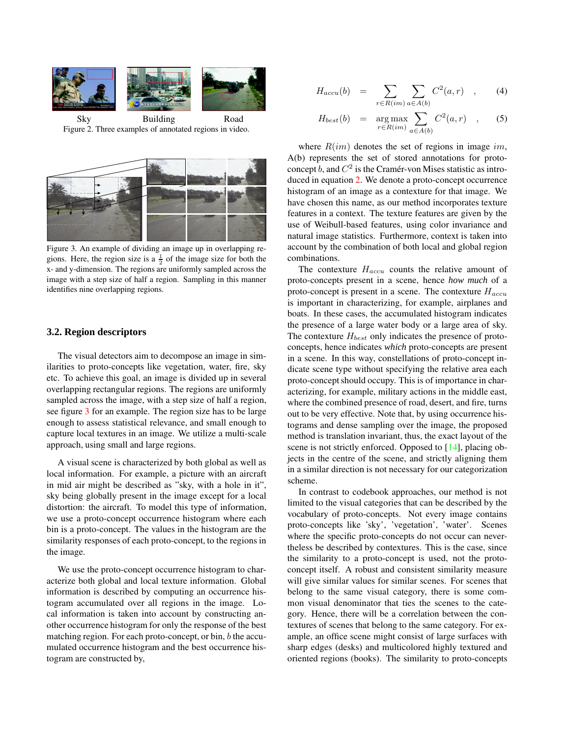Sky Building Road

Figure 2. Three examples of annotated regions in video.

Figure 3. An example of dividing an image up in overlapping regions. Here, the region size is a $\frac{1}{2}$ of the image size for both the x- and y-dimension. The regions are uniformly sampled across the image with a step size of half a region. Sampling in this manner identifies nine overlapping regions.

### 3.2. Region descriptors

The visual detectors aim to decompose an image in similarities to proto-concepts like vegetation, water, fire, sky etc. To achieve this goal, an image is divided up in several overlapping rectangular regions. The regions are uniformly sampled across the image, with a step size of half a region, see figure 3 for an example. The region size has to be large enough to assess statistical relevance, and small enough to capture local textures in an image. We utilize a multi-scale approach, using small and large regions.

A visual scene is characterized by both global as well as local information. For example, a picture with an aircraft in mid air might be described as "sky, with a hole in it", sky being globally present in the image except for a local distortion: the aircraft. To model this type of information, we use a proto-concept occurrence histogram where each bin is a proto-concept. The values in the histogram are the similarity responses of each proto-concept, to the regions in the image.

We use the proto-concept occurrence histogram to characterize both global and local texture information. Global information is described by computing an occurrence histogram accumulated over all regions in the image. Local information is taken into account by constructing another occurrence histogram for only the response of the best matching region. For each proto-concept, or bin, $b$ the accumulated occurrence histogram and the best occurrence histogram are constructed by,

$$H_{accu}(b) = \sum_{r \in R(im)} \sum_{a \in A(b)} C^2(a, r) \quad , \qquad (4)$$

$$H_{best}(b) = \arg\max_{r \in R(im)} \sum_{a \in A(b)} C^2(a, r) \quad , \qquad (5)$$

where $R(im)$ denotes the set of regions in image $im$, A(b) represents the set of stored annotations for proto-concept $b$, and $C^2$ is the Cramér-von Mises statistic as introduced in equation 2. We denote a proto-concept occurrence histogram of an image as a contexture for that image. We have chosen this name, as our method incorporates texture features in a context. The texture features are given by the use of Weibull-based features, using color invariance and natural image statistics. Furthermore, context is taken into account by the combination of both local and global region combinations.

The contexture $H_{accu}$ counts the relative amount of proto-concepts present in a scene, hence indicates *how much* of a proto-concept is present in a scene. The contexture $H_{accu}$ is important in characterizing, for example, airplanes and boats. In these cases, the accumulated histogram indicates the presence of a large water body or a large area of sky. The contexture $H_{best}$ only indicates the presence of proto-concepts, hence indicates *which* proto-concepts are present in a scene. In this way, constellations of proto-concept indicate scene type without specifying the relative area each proto-concept should occupy. This is of importance in characterizing, for example, military actions in the middle east, where the combined presence of road, desert, and fire, turns out to be very effective. Note that, by using occurrence histograms and dense sampling over the image, the proposed method is translation invariant, thus, the exact layout of the scene is not strictly enforced. Opposed to [14], placing objects in the centre of the scene, and strictly aligning them in a similar direction is not necessary for our categorization scheme.

In contrast to codebook approaches, our method is not limited to the visual categories that can be described by the vocabulary of proto-concepts. Not every image contains proto-concepts like 'sky', 'vegetation', 'water'. Scenes where the specific proto-concepts do not occur can nevertheless be described by contextures. This is the case, since the similarity to a proto-concept is used, not the proto-concept itself. A robust and consistent similarity measure will give similar values for similar scenes. For scenes that belong to the same visual category, there is some common visual denominator that ties the scenes to the category. Hence, there will be a correlation between the contextures of scenes that belong to the same category. For example, an office scene might consist of large surfaces with sharp edges (desks) and multicolored highly textured and oriented regions (books). The similarity to proto-concepts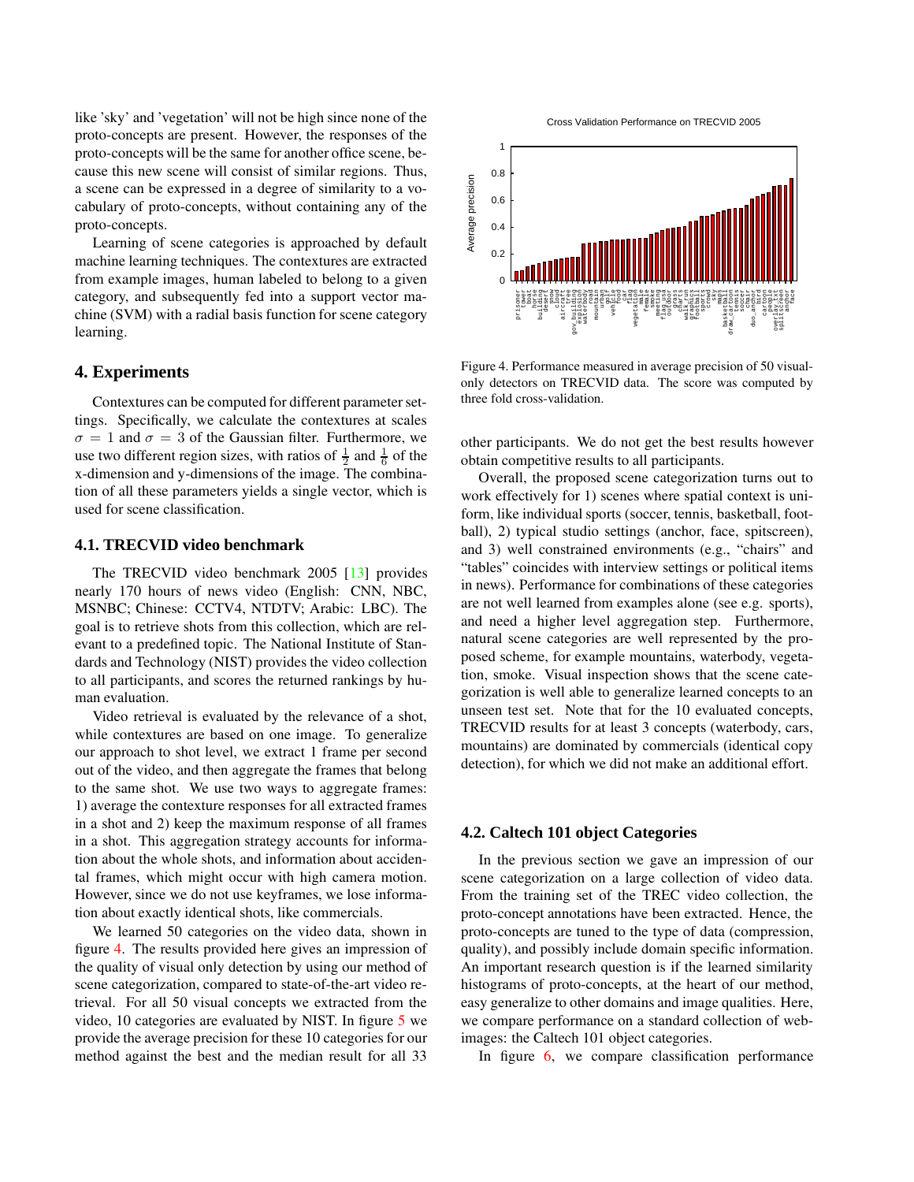like 'sky' and 'vegetation' will not be high since none of the proto-concepts are present. However, the responses of the proto-concepts will be the same for another office scene, because this new scene will consist of similar regions. Thus, a scene can be expressed in a degree of similarity to a vocabulary of proto-concepts, without containing any of the proto-concepts.

Learning of scene categories is approached by default machine learning techniques. The contextures are extracted from example images, human labeled to belong to a given category, and subsequently fed into a support vector machine (SVM) with a radial basis function for scene category learning.

## 4. Experiments

Contextures can be computed for different parameter settings. Specifically, we calculate the contextures at scales $\sigma = 1$ and $\sigma = 3$ of the Gaussian filter. Furthermore, we use two different region sizes, with ratios of $\frac{1}{2}$ and $\frac{1}{6}$ of the x-dimension and y-dimensions of the image. The combination of all these parameters yields a single vector, which is used for scene classification.

### 4.1. TRECVID video benchmark

The TRECVID video benchmark 2005 [13] provides nearly 170 hours of news video (English: CNN, NBC, MSNBC; Chinese: CCTV4, NTDTV; Arabic: LBC). The goal is to retrieve shots from this collection, which are relevant to a predefined topic. The National Institute of Standards and Technology (NIST) provides the video collection to all participants, and scores the returned rankings by human evaluation.

Video retrieval is evaluated by the relevance of a shot, while contextures are based on one image. To generalize our approach to shot level, we extract 1 frame per second out of the video, and then aggregate the frames that belong to the same shot. We use two ways to aggregate frames: 1) average the contexture responses for all extracted frames in a shot and 2) keep the maximum response of all frames in a shot. This aggregation strategy accounts for information about the whole shots, and information about accidental frames, which might occur with high camera motion. However, since we do not use keyframes, we lose information about exactly identical shots, like commercials.

We learned 50 categories on the video data, shown in figure 4. The results provided here gives an impression of the quality of visual only detection by using our method of scene categorization, compared to state-of-the-art video retrieval. For all 50 visual concepts we extracted from the video, 10 categories are evaluated by NIST. In figure 5 we provide the average precision for these 10 categories for our method against the best and the median result for all 33 other participants. We do not get the best results however obtain competitive results to all participants.

Figure 4. Performance measured in average precision of 50 visual-only detectors on TRECVID data. The score was computed by three fold cross-validation.

Overall, the proposed scene categorization turns out to work effectively for 1) scenes where spatial context is uniform, like individual sports (soccer, tennis, basketball, football), 2) typical studio settings (anchor, face, spitscreen), and 3) well constrained environments (e.g., "chairs" and "tables" coincides with interview settings or political items in news). Performance for combinations of these categories are not well learned from examples alone (see e.g. sports), and need a higher level aggregation step. Furthermore, natural scene categories are well represented by the proposed scheme, for example mountains, waterbody, vegetation, smoke. Visual inspection shows that the scene categorization is well able to generalize learned concepts to an unseen test set. Note that for the 10 evaluated concepts, TRECVID results for at least 3 concepts (waterbody, cars, mountains) are dominated by commercials (identical copy detection), for which we did not make an additional effort.

### 4.2. Caltech 101 object Categories

In the previous section we gave an impression of our scene categorization on a large collection of video data. From the training set of the TREC video collection, the proto-concept annotations have been extracted. Hence, the proto-concepts are tuned to the type of data (compression, quality), and possibly include domain specific information. An important research question is if the learned similarity histograms of proto-concepts, at the heart of our method, easy generalize to other domains and image qualities. Here, we compare performance on a standard collection of web-images: the Caltech 101 object categories.

In figure 6, we compare classification performance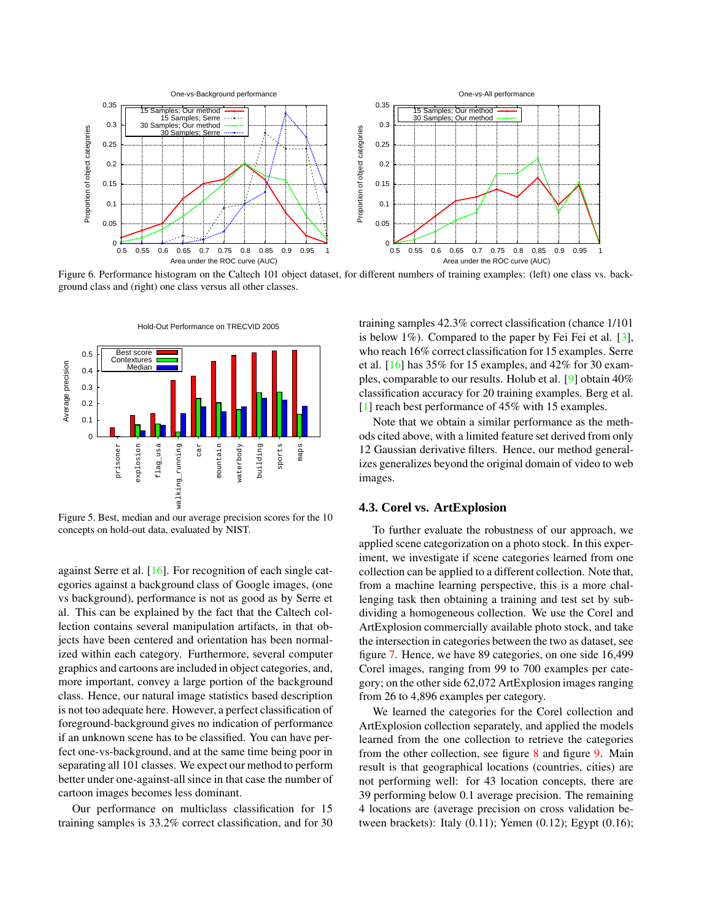Figure 6. Performance histogram on the Caltech 101 object dataset, for different numbers of training examples: (left) one class vs. background class and (right) one class versus all other classes.

Figure 5. Best, median and our average precision scores for the 10 concepts on hold-out data, evaluated by NIST.

against Serre et al. [16]. For recognition of each single categories against a background class of Google images, (one vs background), performance is not as good as by Serre et al. This can be explained by the fact that the Caltech collection contains several manipulation artifacts, in that objects have been centered and orientation has been normalized within each category. Furthermore, several computer graphics and cartoons are included in object categories, and, more important, convey a large portion of the background class. Hence, our natural image statistics based description is not too adequate here. However, a perfect classification of foreground-background gives no indication of performance if an unknown scene has to be classified. You can have perfect one-vs-background, and at the same time being poor in separating all 101 classes. We expect our method to perform better under one-against-all since in that case the number of cartoon images becomes less dominant.

Our performance on multiclass classification for 15 training samples is 33.2% correct classification, and for 30 training samples 42.3% correct classification (chance 1/101 is below 1%). Compared to the paper by Fei Fei et al. [3], who reach 16% correct classification for 15 examples. Serre et al. [16] has 35% for 15 examples, and 42% for 30 examples, comparable to our results. Holub et al. [9] obtain 40% classification accuracy for 20 training examples. Berg et al. [1] reach best performance of 45% with 15 examples.

Note that we obtain a similar performance as the methods cited above, with a limited feature set derived from only 12 Gaussian derivative filters. Hence, our method generalizes generalizes beyond the original domain of video to web images.

### 4.3. Corel vs. ArtExplosion

To further evaluate the robustness of our approach, we applied scene categorization on a photo stock. In this experiment, we investigate if scene categories learned from one collection can be applied to a different collection. Note that, from a machine learning perspective, this is a more challenging task then obtaining a training and test set by subdividing a homogeneous collection. We use the Corel and ArtExplosion commercially available photo stock, and take the intersection in categories between the two as dataset, see figure 7. Hence, we have 89 categories, on one side 16,499 Corel images, ranging from 99 to 700 examples per category; on the other side 62,072 ArtExplosion images ranging from 26 to 4,896 examples per category.

We learned the categories for the Corel collection and ArtExplosion collection separately, and applied the models learned from the one collection to retrieve the categories from the other collection, see figure 8 and figure 9. Main result is that geographical locations (countries, cities) are not performing well: for 43 location concepts, there are 39 performing below 0.1 average precision. The remaining 4 locations are (average precision on cross validation between brackets): Italy (0.11); Yemen (0.12); Egypt (0.16);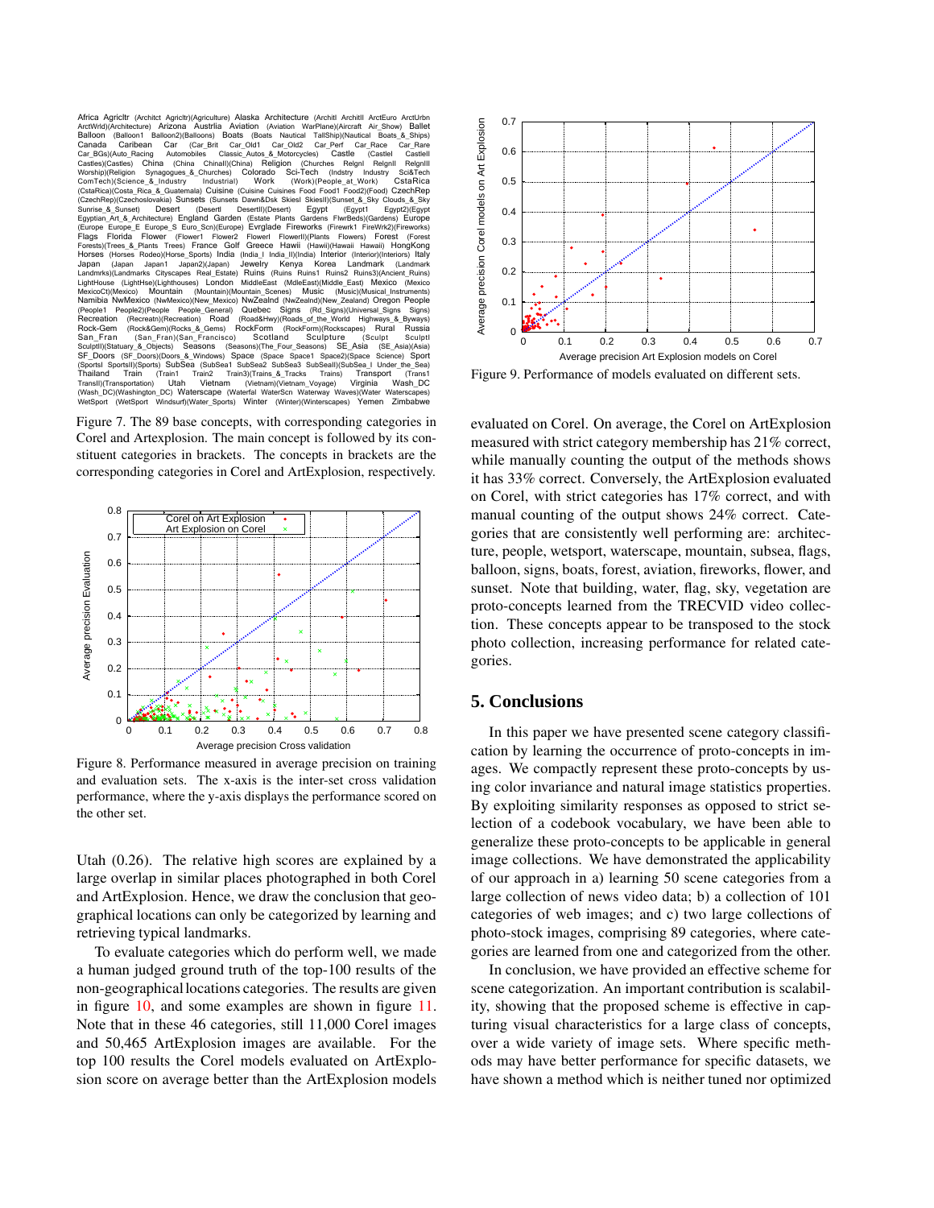Africa Agricltr (Architct Agricltr)(Agriculture) Alaska Architecture (ArchitI ArchitII ArctEuro ArctUrbn ArctWrld)(Architecture) Arizona Austrlia Aviation (Aviation WarPlane)(Aircraft Air_Show) Ballet Balloon (Balloon1 Balloon2)(Balloons) Boats (Boats Nautical TallShip)(Nautical Boats_&_Ships) Canada Caribean Car (Car_Brit Car_Old1 Car_Old2 Car_Perf Car_Race Car_Rare Car_BGs)(Auto_Racing Automobiles Classic_Autos_&_Motorcycles) Castle (Castlel CastleII Castles)(Castles) China (China ChinaII)(China) Religion (Churches RelgnI RelgnII RelgnIII Worship)(Religion Synagogues_&_Churches) Colorado Sci-Tech (Indstry Industry Sci&Tech ComTech)(Science_&_Industry Industrial) Work (Work)(People_at_Work) CstaRica (CstaRica)(Costa_Rica_&_Guatemala) Cuisine (Cuisine Cuisines Food Food1 Food2)(Food) CzechRep (CzechRep)(Czechoslovakia) Sunsets (Sunsets Dawn&Dsk SkiesI SkiesII)(Sunset_&_Sky Clouds_&_Sky Sunrise_&_Sunset) Desert (DesertI DesertII)(Desert) Egypt (Egypt1 Egypt2)(Egypt Egyptian_Art_&_Architecture) England Garden (Estate Plants Gardens FlwrBeds)(Gardens) Europe (Europe Europe_E Europe_S Euro_Scn)(Europe) Evrglade Fireworks (Firewrk1 FireWrk2)(Fireworks) Flags Florida Flower (Flower1 Flower2 FlowerI FlowerII)(Plants Flowers) Forest (Forest Forests)(Trees_&_Plants Trees) France Golf Greece Hawii (Hawii)(Hawaii Hawaii) HongKong Horses (Horses Rodeo)(Horse_Sports) India (India_I India_II)(India) Interior (Interior)(Interiors) Italy Japan (Japan Japan1 Japan2)(Japan) Jewelry Kenya Korea Landmark (Landmark Landmrks)(Landmarks Cityscapes Real_Estate) Ruins (Ruins Ruins1 Ruins2 Ruins3)(Ancient_Ruins) LightHouse (LightHse)(Lighthouses) London MiddleEast (MdleEast)(Middle_East) Mexico (Mexico MexicoCt)(Mexico) Mountain (Mountain)(Mountain_Scenes) Music (Music)(Musical_Instruments) Namibia NwMexico (NwMexico)(New_Mexico) NwZealnd (NwZealnd)(New_Zealand) Oregon People (People1 People2)(People People_General) Quebec Signs (Rd_Signs)(Universal_Signs Signs) Recreation (Recreatn)(Recreation) Road (Road&Hwy)(Roads_of_the_World Highways_&_Byways) Rock-Gem (Rock&Gem)(Rocks_&_Gems) RockForm (RockForm)(Rockscapes) Rural Russia San_Fran (San_Fran)(San_Francisco) Scotland Sculpture (Sculpt SculptI SculptII)(Statuary_&_Objects) Seasons (Seasons)(The_Four_Seasons) SE_Asia (SE_Asia)(Asia) SF_Doors (SF_Doors)(Doors_&_Windows) Space (Space Space1 Space2)(Space Science) Sport (Sports SportsII)(Sports) SubSea (SubSea1 SubSea2 SubSea3 SubSeaII)(SubSea_I Under_the_Sea) Thailand Train (Train1 Train2 Train3)(Trains_&_Tracks Trains) Transport (Trans1 TransII)(Transportation) Utah Vietnam (Vietnam)(Vietnam_Voyage) Virginia Wash_DC (Wash_DC)(Washington_DC) Waterscape (Waterfal WaterScn Waterway Waves)(Water Waterscapes) WetSport (WetSport Windsurf)(Water_Sports) Winter (Winter)(Winterscapes) Yemen Zimbabwe

Figure 7. The 89 base concepts, with corresponding categories in Corel and Artexplosion. The main concept is followed by its constituent categories in brackets. The concepts in brackets are the corresponding categories in Corel and ArtExplosion, respectively.

Figure 8. Performance measured in average precision on training and evaluation sets. The x-axis is the inter-set cross validation performance, where the y-axis displays the performance scored on the other set.

Utah (0.26). The relative high scores are explained by a large overlap in similar places photographed in both Corel and ArtExplosion. Hence, we draw the conclusion that geographical locations can only be categorized by learning and retrieving typical landmarks.

To evaluate categories which do perform well, we made a human judged ground truth of the top-100 results of the non-geographical locations categories. The results are given in figure 10, and some examples are shown in figure 11. Note that in these 46 categories, still 11,000 Corel images and 50,465 ArtExplosion images are available. For the top 100 results the Corel models evaluated on ArtExplosion score on average better than the ArtExplosion models evaluated on Corel. On average, the Corel on ArtExplosion measured with strict category membership has 21% correct, while manually counting the output of the methods shows it has 33% correct. Conversely, the ArtExplosion evaluated on Corel, with strict categories has 17% correct, and with manual counting of the output shows 24% correct. Categories that are consistently well performing are: architecture, people, wetsport, waterscape, mountain, subsea, flags, balloon, signs, boats, forest, aviation, fireworks, flower, and sunset. Note that building, water, flag, sky, vegetation are proto-concepts learned from the TRECVID video collection. These concepts appear to be transposed to the stock photo collection, increasing performance for related categories.

Figure 9. Performance of models evaluated on different sets.

## 5. Conclusions

In this paper we have presented scene category classification by learning the occurrence of proto-concepts in images. We compactly represent these proto-concepts by using color invariance and natural image statistics properties. By exploiting similarity responses as opposed to strict selection of a codebook vocabulary, we have been able to generalize these proto-concepts to be applicable in general image collections. We have demonstrated the applicability of our approach in a) learning 50 scene categories from a large collection of news video data; b) a collection of 101 categories of web images; and c) two large collections of photo-stock images, comprising 89 categories, where categories are learned from one and categorized from the other.

In conclusion, we have provided an effective scheme for scene categorization. An important contribution is scalability, showing that the proposed scheme is effective in capturing visual characteristics for a large class of concepts, over a wide variety of image sets. Where specific methods may have better performance for specific datasets, we have shown a method which is neither tuned nor optimized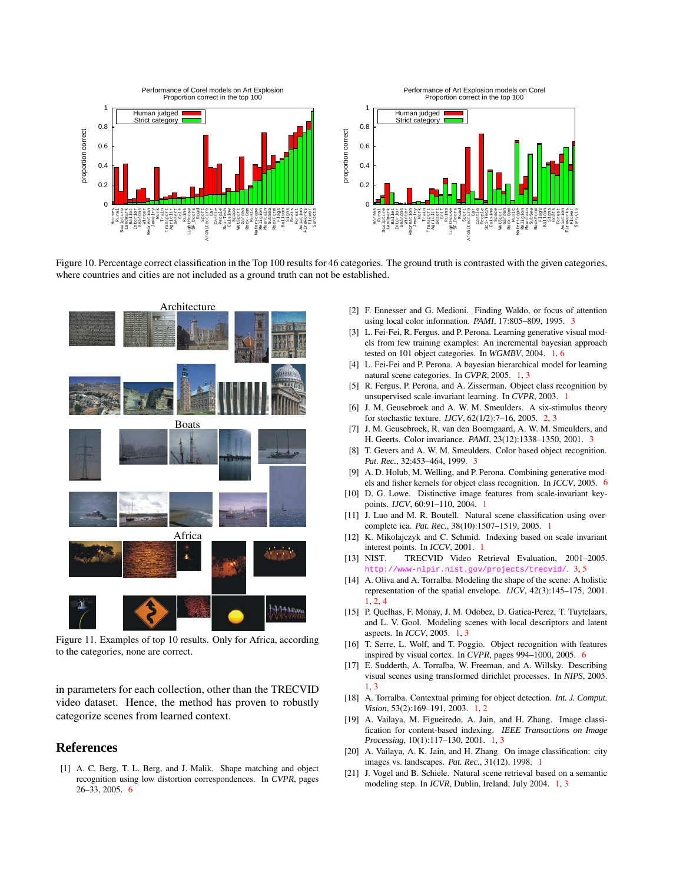Performance of Corel models on Art Explosion
Proportion correct in the top 100

proportion correct

Human judged
Strict category

Horses Rural Sculpture Landmark Ballet Interior Seasons Winter Recreation Jewelry Work Train Transport Agricltr Desert Golf Ruins LightHouse SF_Doors Road Sport Architecture Car Castle People Sci-Tech Cuisine Space WetSport Garden Rock_Gem Music Waterscape Religion Mountain SubSea RockForm Flags Balloon Signs Boats Forest Aviation Fireworks Flower Sunsets

Performance of Art Explosion models on Corel
Proportion correct in the top 100

proportion correct

Human judged
Strict category

Horses Rural Sculpture Landmark Ballet Interior Seasons Winter Recreation Jewelry Work Train Transport Agricltr Desert Golf Ruins LightHouse SF_Doors Road Sport Architecture Car Castle People Sci-Tech Cuisine Space WetSport Garden Rock_Gem Music Waterscape Religion Mountain SubSea RockForm Flags Balloon Signs Boats Forest Aviation Fireworks Flower Sunsets

Figure 10. Percentage correct classification in the Top 100 results for 46 categories. The ground truth is contrasted with the given categories, where countries and cities are not included as a ground truth can not be established.

Architecture

Boats

Africa

Figure 11. Examples of top 10 results. Only for Africa, according to the categories, none are correct.

in parameters for each collection, other than the TRECVID video dataset. Hence, the method has proven to robustly categorize scenes from learned context.

## References

[1] A. C. Berg, T. L. Berg, and J. Malik. Shape matching and object recognition using low distortion correspondences. In *CVPR*, pages 26–33, 2005. 6

[2] F. Ennesser and G. Medioni. Finding Waldo, or focus of attention using local color information. *PAMI*, 17:805–809, 1995. 3

[3] L. Fei-Fei, R. Fergus, and P. Perona. Learning generative visual models from few training examples: An incremental bayesian approach tested on 101 object categories. In *WGMBV*, 2004. 1, 6

[4] L. Fei-Fei and P. Perona. A bayesian hierarchical model for learning natural scene categories. In *CVPR*, 2005. 1, 3

[5] R. Fergus, P. Perona, and A. Zisserman. Object class recognition by unsupervised scale-invariant learning. In *CVPR*, 2003. 1

[6] J. M. Geusebroek and A. W. M. Smeulders. A six-stimulus theory for stochastic texture. *IJCV*, 62(1/2):7–16, 2005. 2, 3

[7] J. M. Geusebroek, R. van den Boomgaard, A. W. M. Smeulders, and H. Geerts. Color invariance. *PAMI*, 23(12):1338–1350, 2001. 3

[8] T. Gevers and A. W. M. Smeulders. Color based object recognition. *Pat. Rec.*, 32:453–464, 1999. 3

[9] A. D. Holub, M. Welling, and P. Perona. Combining generative models and fisher kernels for object class recognition. In *ICCV*, 2005. 6

[10] D. G. Lowe. Distinctive image features from scale-invariant keypoints. *IJCV*, 60:91–110, 2004. 1

[11] J. Luo and M. R. Boutell. Natural scene classification using overcomplete ica. *Pat. Rec.*, 38(10):1507–1519, 2005. 1

[12] K. Mikolajczyk and C. Schmid. Indexing based on scale invariant interest points. In *ICCV*, 2001. 1

[13] NIST. TRECVID Video Retrieval Evaluation, 2001–2005. http://www-nlpir.nist.gov/projects/trecvid/. 3, 5

[14] A. Oliva and A. Torralba. Modeling the shape of the scene: A holistic representation of the spatial envelope. *IJCV*, 42(3):145–175, 2001. 1, 2, 4

[15] P. Quelhas, F. Monay, J. M. Odobez, D. Gatica-Perez, T. Tuytelaars, and L. V. Gool. Modeling scenes with local descriptors and latent aspects. In *ICCV*, 2005. 1, 3

[16] T. Serre, L. Wolf, and T. Poggio. Object recognition with features inspired by visual cortex. In *CVPR*, pages 994–1000, 2005. 6

[17] E. Sudderth, A. Torralba, W. Freeman, and A. Willsky. Describing visual scenes using transformed dirichlet processes. In *NIPS*, 2005. 1, 3

[18] A. Torralba. Contextual priming for object detection. *Int. J. Comput. Vision*, 53(2):169–191, 2003. 1, 2

[19] A. Vailaya, M. Figueiredo, A. Jain, and H. Zhang. Image classification for content-based indexing. *IEEE Transactions on Image Processing*, 10(1):117–130, 2001. 1, 3

[20] A. Vailaya, A. K. Jain, and H. Zhang. On image classification: city images vs. landscapes. *Pat. Rec.*, 31(12), 1998. 1

[21] J. Vogel and B. Schiele. Natural scene retrieval based on a semantic modeling step. In *ICVR*, Dublin, Ireland, July 2004. 1, 3